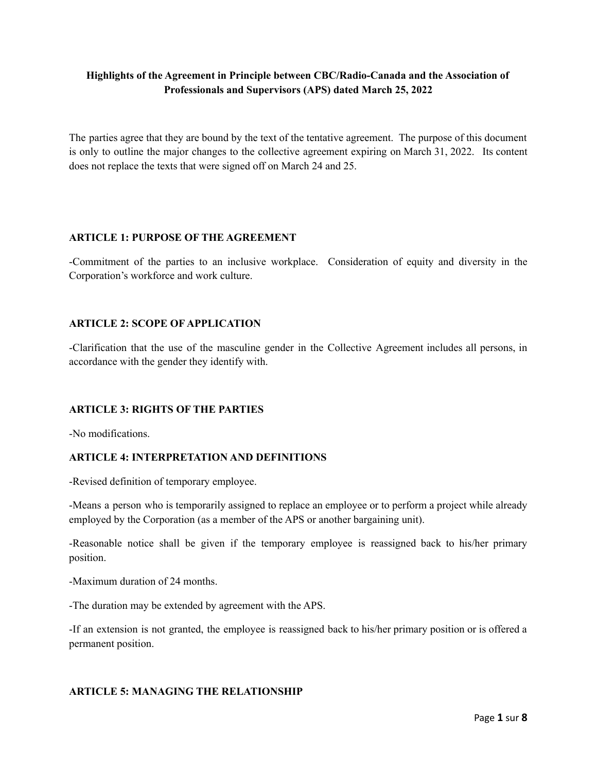# Highlights of the Agreement in Principle between CBC/Radio-Canada and the Association of Professionals and Supervisors (APS) dated March 25, 2022

The parties agree that they are bound by the text of the tentative agreement. The purpose of this document is only to outline the major changes to the collective agreement expiring on March 31, 2022. Its content does not replace the texts that were signed off on March 24 and 25.

## ARTICLE 1: PURPOSE OF THE AGREEMENT

-Commitment of the parties to an inclusive workplace. Consideration of equity and diversity in the Corporation's workforce and work culture.

## ARTICLE 2: SCOPE OF APPLICATION

-Clarification that the use of the masculine gender in the Collective Agreement includes all persons, in accordance with the gender they identify with.

## ARTICLE 3: RIGHTS OF THE PARTIES

-No modifications.

## ARTICLE 4: INTERPRETATION AND DEFINITIONS

-Revised definition of temporary employee.

-Means a person who is temporarily assigned to replace an employee or to perform a project while already employed by the Corporation (as a member of the APS or another bargaining unit).

-Reasonable notice shall be given if the temporary employee is reassigned back to his/her primary position.

-Maximum duration of 24 months.

-The duration may be extended by agreement with the APS.

-If an extension is not granted, the employee is reassigned back to his/her primary position or is offered a permanent position.

## ARTICLE 5: MANAGING THE RELATIONSHIP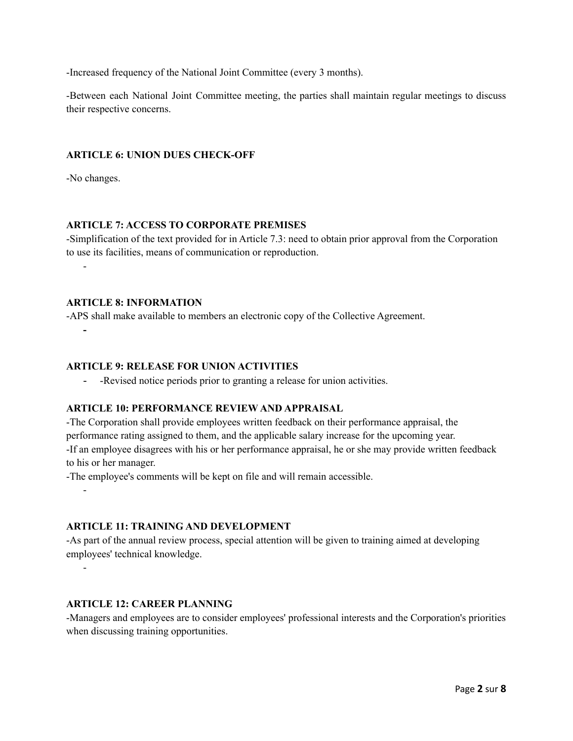-Increased frequency of the National Joint Committee (every 3 months).

-Between each National Joint Committee meeting, the parties shall maintain regular meetings to discuss their respective concerns.

**ARTICLE 6: UNION DUES CHECK-OFF**

-No changes.

**ARTICLE 7: ACCESS TO CORPORATE PREMISES**

-Simplification of the text provided for in Article 7.3: need to obtain prior approval from the Corporation to use its facilities, means of communication or reproduction.

**ARTICLE 8: INFORMATION**

-APS shall make available to members an electronic copy of the Collective Agreement.

**ARTICLE 9: RELEASE FOR UNION ACTIVITIES**

- -Revised notice periods prior to granting a release for union activities.

**ARTICLE 10: PERFORMANCE REVIEW AND APPRAISAL**

-The Corporation shall provide employees written feedback on their performance appraisal, the performance rating assigned to them, and the applicable salary increase for the upcoming year.

-If an employee disagrees with his or her performance appraisal, he or she may provide written feedback to his or her manager.

-The employee's comments will be kept on file and will remain accessible.

**ARTICLE 11: TRAINING AND DEVELOPMENT**

-As part of the annual review process, special attention will be given to training aimed at developing employees' technical knowledge.

**ARTICLE 12: CAREER PLANNING**

-Managers and employees are to consider employees' professional interests and the Corporation's priorities when discussing training opportunities.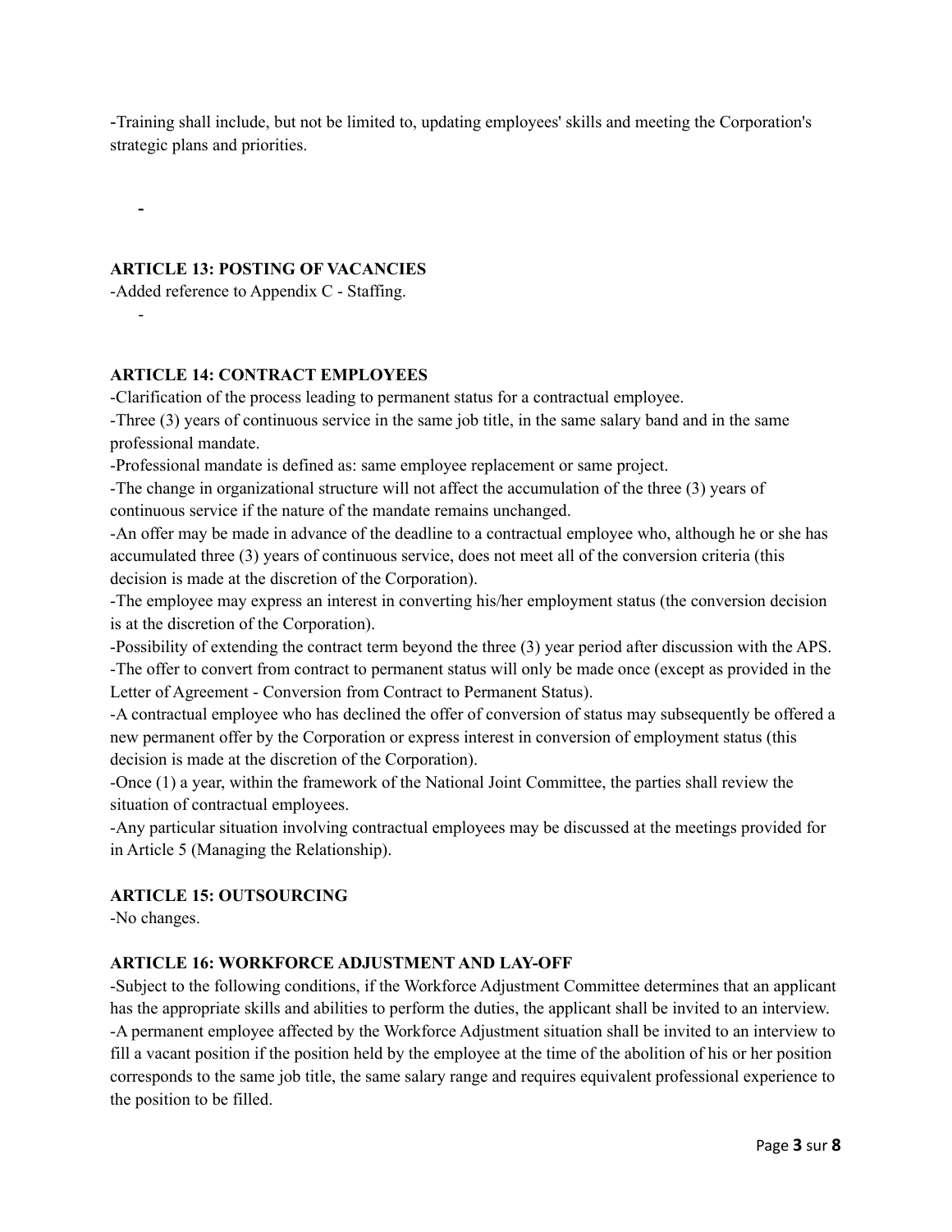-Training shall include, but not be limited to, updating employees' skills and meeting the Corporation's strategic plans and priorities.

**ARTICLE 13: POSTING OF VACANCIES**

-Added reference to Appendix C - Staffing.

**ARTICLE 14: CONTRACT EMPLOYEES**

-Clarification of the process leading to permanent status for a contractual employee.

-Three (3) years of continuous service in the same job title, in the same salary band and in the same professional mandate.

-Professional mandate is defined as: same employee replacement or same project.

-The change in organizational structure will not affect the accumulation of the three (3) years of continuous service if the nature of the mandate remains unchanged.

-An offer may be made in advance of the deadline to a contractual employee who, although he or she has accumulated three (3) years of continuous service, does not meet all of the conversion criteria (this decision is made at the discretion of the Corporation).

-The employee may express an interest in converting his/her employment status (the conversion decision is at the discretion of the Corporation).

-Possibility of extending the contract term beyond the three (3) year period after discussion with the APS.

-The offer to convert from contract to permanent status will only be made once (except as provided in the Letter of Agreement - Conversion from Contract to Permanent Status).

-A contractual employee who has declined the offer of conversion of status may subsequently be offered a new permanent offer by the Corporation or express interest in conversion of employment status (this decision is made at the discretion of the Corporation).

-Once (1) a year, within the framework of the National Joint Committee, the parties shall review the situation of contractual employees.

-Any particular situation involving contractual employees may be discussed at the meetings provided for in Article 5 (Managing the Relationship).

**ARTICLE 15: OUTSOURCING**

-No changes.

**ARTICLE 16: WORKFORCE ADJUSTMENT AND LAY-OFF**

-Subject to the following conditions, if the Workforce Adjustment Committee determines that an applicant has the appropriate skills and abilities to perform the duties, the applicant shall be invited to an interview.

-A permanent employee affected by the Workforce Adjustment situation shall be invited to an interview to fill a vacant position if the position held by the employee at the time of the abolition of his or her position corresponds to the same job title, the same salary range and requires equivalent professional experience to the position to be filled.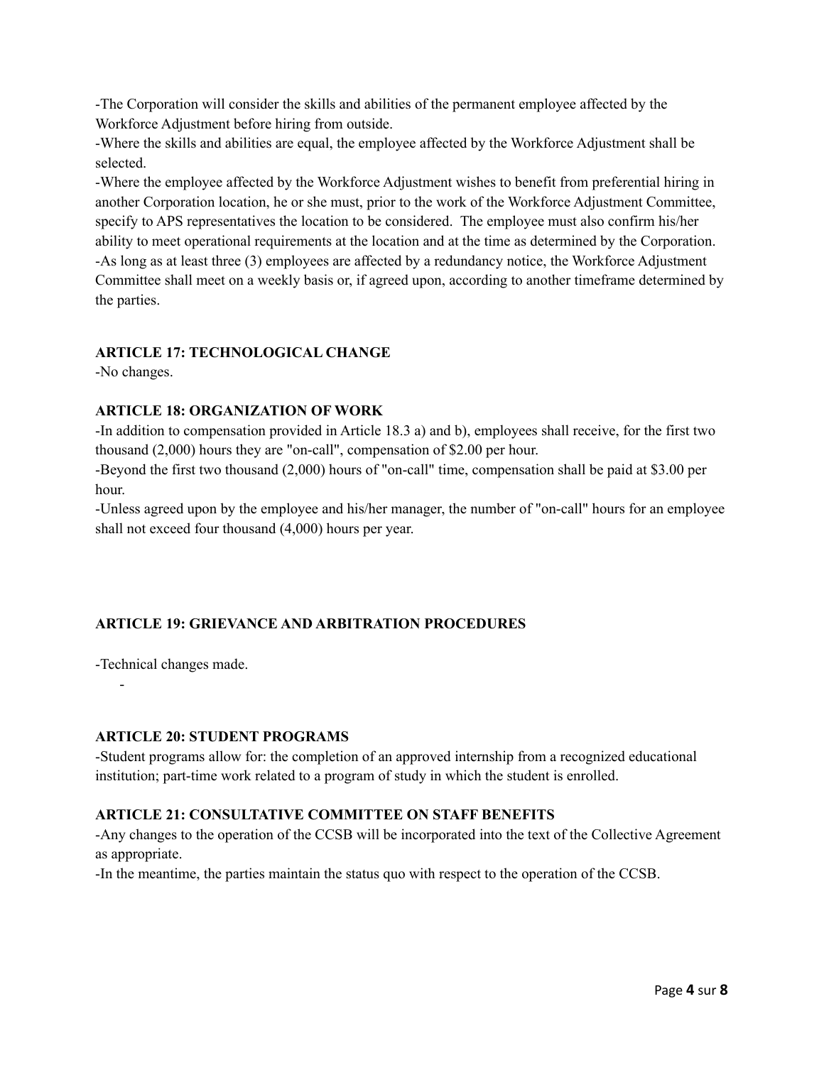-The Corporation will consider the skills and abilities of the permanent employee affected by the Workforce Adjustment before hiring from outside.
-Where the skills and abilities are equal, the employee affected by the Workforce Adjustment shall be selected.
-Where the employee affected by the Workforce Adjustment wishes to benefit from preferential hiring in another Corporation location, he or she must, prior to the work of the Workforce Adjustment Committee, specify to APS representatives the location to be considered. The employee must also confirm his/her ability to meet operational requirements at the location and at the time as determined by the Corporation.
-As long as at least three (3) employees are affected by a redundancy notice, the Workforce Adjustment Committee shall meet on a weekly basis or, if agreed upon, according to another timeframe determined by the parties.

**ARTICLE 17: TECHNOLOGICAL CHANGE**
-No changes.

**ARTICLE 18: ORGANIZATION OF WORK**
-In addition to compensation provided in Article 18.3 a) and b), employees shall receive, for the first two thousand (2,000) hours they are "on-call", compensation of $2.00 per hour.
-Beyond the first two thousand (2,000) hours of "on-call" time, compensation shall be paid at $3.00 per hour.
-Unless agreed upon by the employee and his/her manager, the number of "on-call" hours for an employee shall not exceed four thousand (4,000) hours per year.

**ARTICLE 19: GRIEVANCE AND ARBITRATION PROCEDURES**

-Technical changes made.

-

**ARTICLE 20: STUDENT PROGRAMS**
-Student programs allow for: the completion of an approved internship from a recognized educational institution; part-time work related to a program of study in which the student is enrolled.

**ARTICLE 21: CONSULTATIVE COMMITTEE ON STAFF BENEFITS**
-Any changes to the operation of the CCSB will be incorporated into the text of the Collective Agreement as appropriate.
-In the meantime, the parties maintain the status quo with respect to the operation of the CCSB.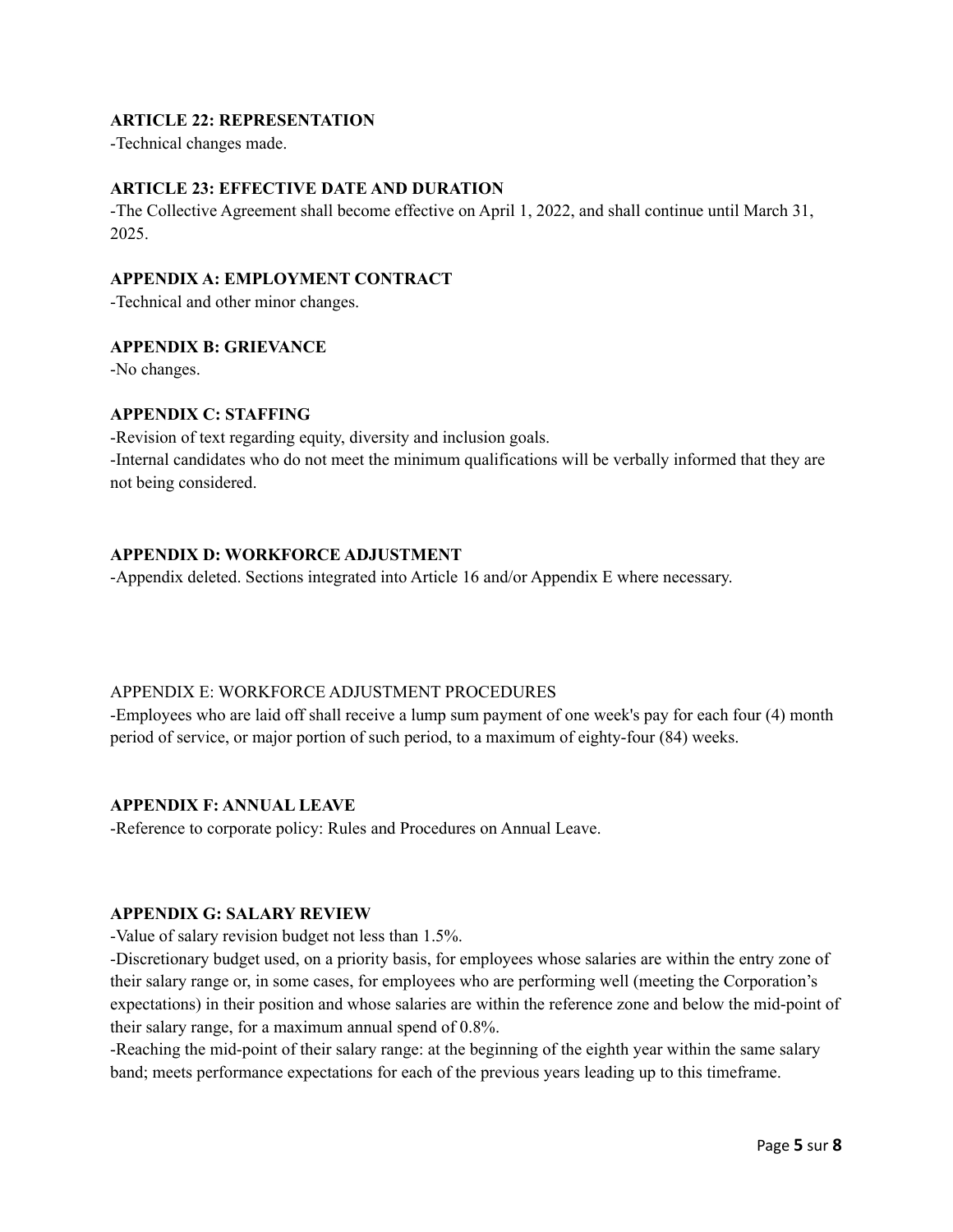**ARTICLE 22: REPRESENTATION**

-Technical changes made.

**ARTICLE 23: EFFECTIVE DATE AND DURATION**

-The Collective Agreement shall become effective on April 1, 2022, and shall continue until March 31, 2025.

**APPENDIX A: EMPLOYMENT CONTRACT**

-Technical and other minor changes.

**APPENDIX B: GRIEVANCE**

-No changes.

**APPENDIX C: STAFFING**

-Revision of text regarding equity, diversity and inclusion goals.

-Internal candidates who do not meet the minimum qualifications will be verbally informed that they are not being considered.

**APPENDIX D: WORKFORCE ADJUSTMENT**

-Appendix deleted. Sections integrated into Article 16 and/or Appendix E where necessary.

APPENDIX E: WORKFORCE ADJUSTMENT PROCEDURES

-Employees who are laid off shall receive a lump sum payment of one week's pay for each four (4) month period of service, or major portion of such period, to a maximum of eighty-four (84) weeks.

**APPENDIX F: ANNUAL LEAVE**

-Reference to corporate policy: Rules and Procedures on Annual Leave.

**APPENDIX G: SALARY REVIEW**

-Value of salary revision budget not less than 1.5%.

-Discretionary budget used, on a priority basis, for employees whose salaries are within the entry zone of their salary range or, in some cases, for employees who are performing well (meeting the Corporation's expectations) in their position and whose salaries are within the reference zone and below the mid-point of their salary range, for a maximum annual spend of 0.8%.

-Reaching the mid-point of their salary range: at the beginning of the eighth year within the same salary band; meets performance expectations for each of the previous years leading up to this timeframe.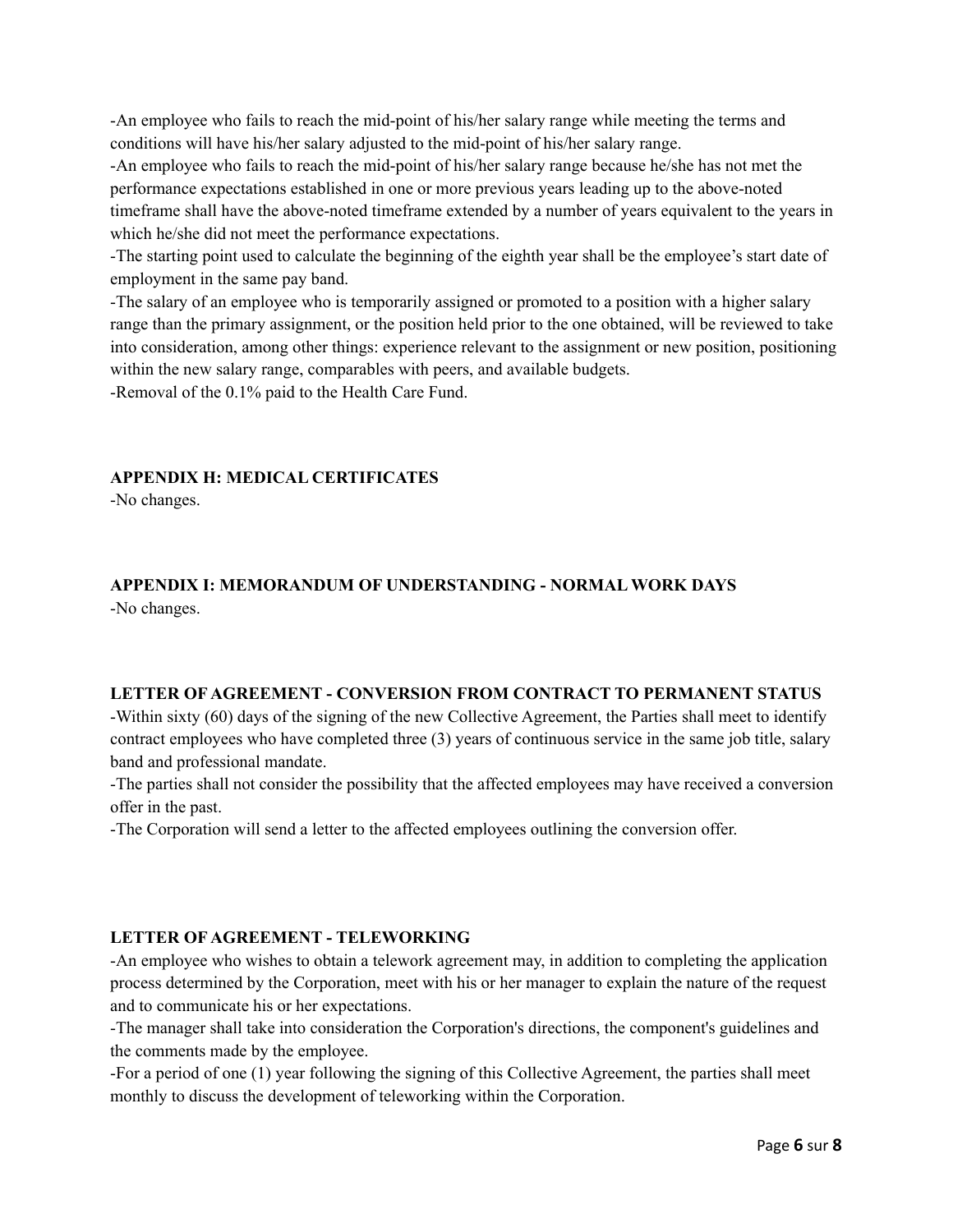-An employee who fails to reach the mid-point of his/her salary range while meeting the terms and conditions will have his/her salary adjusted to the mid-point of his/her salary range.

-An employee who fails to reach the mid-point of his/her salary range because he/she has not met the performance expectations established in one or more previous years leading up to the above-noted timeframe shall have the above-noted timeframe extended by a number of years equivalent to the years in which he/she did not meet the performance expectations.

-The starting point used to calculate the beginning of the eighth year shall be the employee's start date of employment in the same pay band.

-The salary of an employee who is temporarily assigned or promoted to a position with a higher salary range than the primary assignment, or the position held prior to the one obtained, will be reviewed to take into consideration, among other things: experience relevant to the assignment or new position, positioning within the new salary range, comparables with peers, and available budgets.

-Removal of the 0.1% paid to the Health Care Fund.

**APPENDIX H: MEDICAL CERTIFICATES**

-No changes.

**APPENDIX I: MEMORANDUM OF UNDERSTANDING - NORMAL WORK DAYS**

-No changes.

**LETTER OF AGREEMENT - CONVERSION FROM CONTRACT TO PERMANENT STATUS**

-Within sixty (60) days of the signing of the new Collective Agreement, the Parties shall meet to identify contract employees who have completed three (3) years of continuous service in the same job title, salary band and professional mandate.

-The parties shall not consider the possibility that the affected employees may have received a conversion offer in the past.

-The Corporation will send a letter to the affected employees outlining the conversion offer.

**LETTER OF AGREEMENT - TELEWORKING**

-An employee who wishes to obtain a telework agreement may, in addition to completing the application process determined by the Corporation, meet with his or her manager to explain the nature of the request and to communicate his or her expectations.

-The manager shall take into consideration the Corporation's directions, the component's guidelines and the comments made by the employee.

-For a period of one (1) year following the signing of this Collective Agreement, the parties shall meet monthly to discuss the development of teleworking within the Corporation.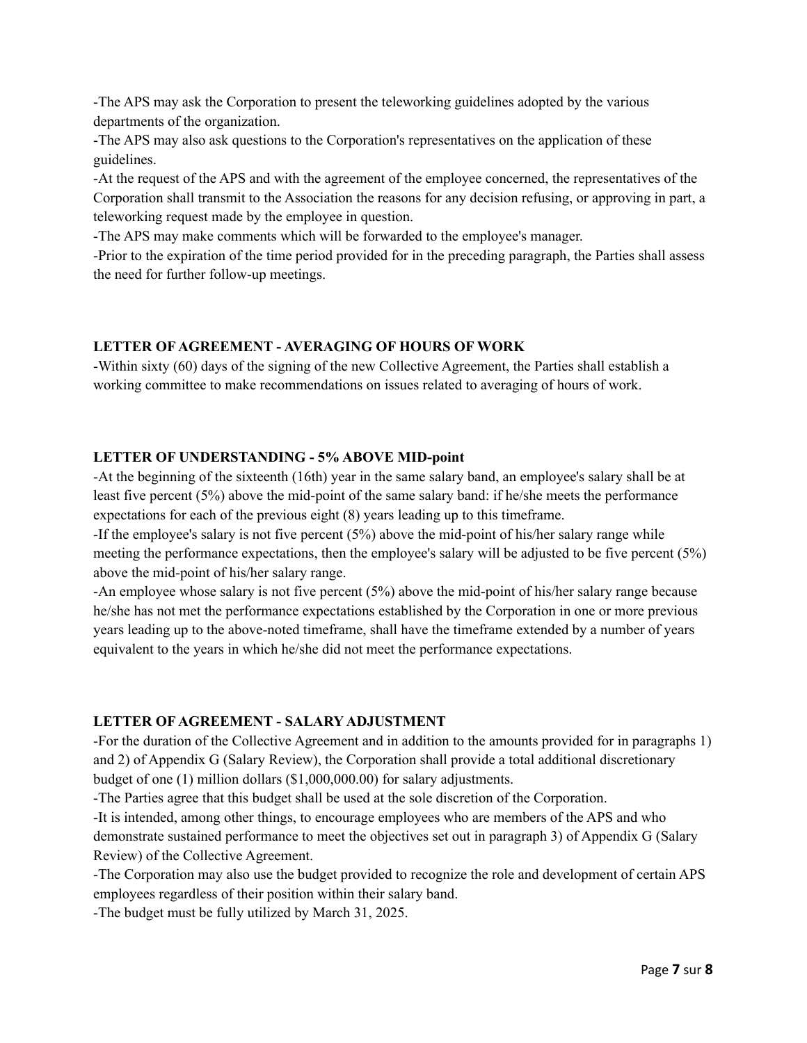-The APS may ask the Corporation to present the teleworking guidelines adopted by the various departments of the organization.
-The APS may also ask questions to the Corporation's representatives on the application of these guidelines.
-At the request of the APS and with the agreement of the employee concerned, the representatives of the Corporation shall transmit to the Association the reasons for any decision refusing, or approving in part, a teleworking request made by the employee in question.
-The APS may make comments which will be forwarded to the employee's manager.
-Prior to the expiration of the time period provided for in the preceding paragraph, the Parties shall assess the need for further follow-up meetings.

**LETTER OF AGREEMENT - AVERAGING OF HOURS OF WORK**

-Within sixty (60) days of the signing of the new Collective Agreement, the Parties shall establish a working committee to make recommendations on issues related to averaging of hours of work.

**LETTER OF UNDERSTANDING - 5% ABOVE MID-point**

-At the beginning of the sixteenth (16th) year in the same salary band, an employee's salary shall be at least five percent (5%) above the mid-point of the same salary band: if he/she meets the performance expectations for each of the previous eight (8) years leading up to this timeframe.
-If the employee's salary is not five percent (5%) above the mid-point of his/her salary range while meeting the performance expectations, then the employee's salary will be adjusted to be five percent (5%) above the mid-point of his/her salary range.
-An employee whose salary is not five percent (5%) above the mid-point of his/her salary range because he/she has not met the performance expectations established by the Corporation in one or more previous years leading up to the above-noted timeframe, shall have the timeframe extended by a number of years equivalent to the years in which he/she did not meet the performance expectations.

**LETTER OF AGREEMENT - SALARY ADJUSTMENT**

-For the duration of the Collective Agreement and in addition to the amounts provided for in paragraphs 1) and 2) of Appendix G (Salary Review), the Corporation shall provide a total additional discretionary budget of one (1) million dollars ($1,000,000.00) for salary adjustments.
-The Parties agree that this budget shall be used at the sole discretion of the Corporation.
-It is intended, among other things, to encourage employees who are members of the APS and who demonstrate sustained performance to meet the objectives set out in paragraph 3) of Appendix G (Salary Review) of the Collective Agreement.
-The Corporation may also use the budget provided to recognize the role and development of certain APS employees regardless of their position within their salary band.
-The budget must be fully utilized by March 31, 2025.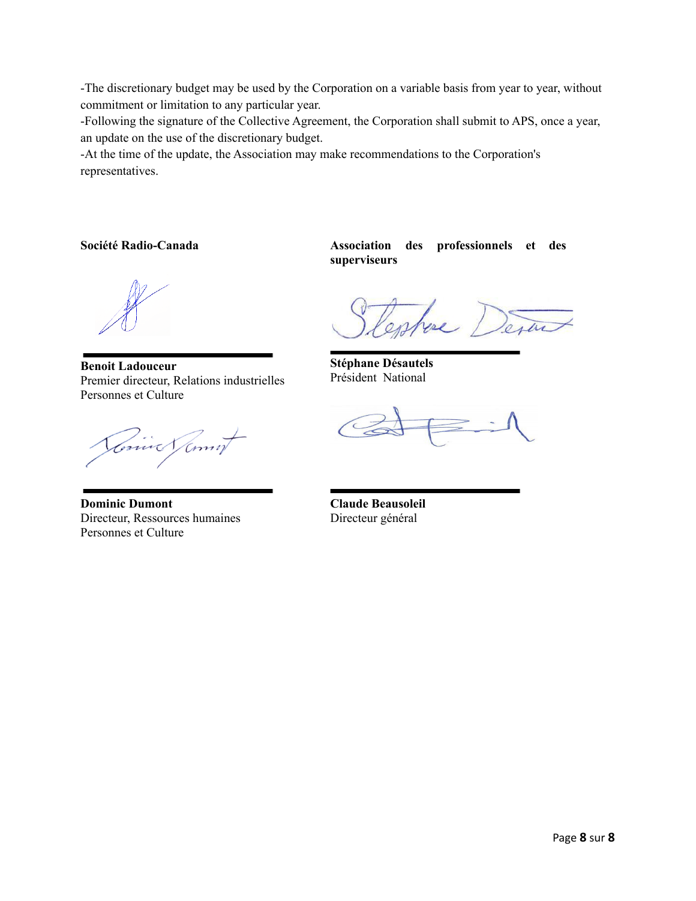-The discretionary budget may be used by the Corporation on a variable basis from year to year, without commitment or limitation to any particular year.
-Following the signature of the Collective Agreement, the Corporation shall submit to APS, once a year, an update on the use of the discretionary budget.
-At the time of the update, the Association may make recommendations to the Corporation's representatives.

**Société Radio-Canada**

**Benoit Ladouceur**
Premier directeur, Relations industrielles
Personnes et Culture

**Dominic Dumont**
Directeur, Ressources humaines
Personnes et Culture

**Association des professionnels et des superviseurs**

**Stéphane Désautels**
Président National

**Claude Beausoleil**
Directeur général